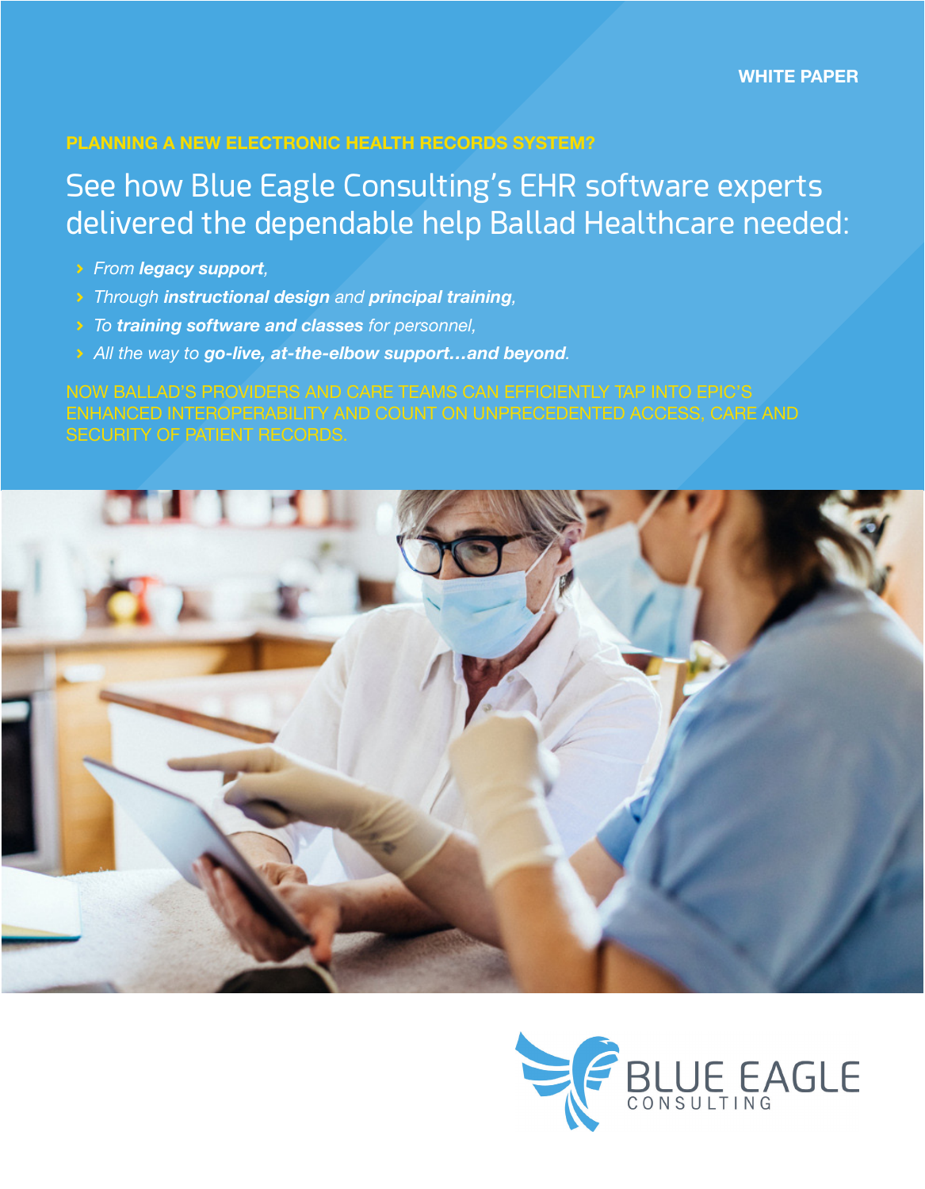WHITE PAPER

PLANNING A NEW ELECTRONIC HEALTH RECORDS SYSTEM?

# See how Blue Eagle Consulting's EHR software experts delivered the dependable help Ballad Healthcare needed:

- *From **legacy support**,*
- *Through **instructional design** and **principal training**,*
- *To **training software and classes** for personnel,*
- *All the way to **go-live, at-the-elbow support…and beyond**.*

NOW BALLAD'S PROVIDERS AND CARE TEAMS CAN EFFICIENTLY TAP INTO EPIC'S ENHANCED INTEROPERABILITY AND COUNT ON UNPRECEDENTED ACCESS, CARE AND SECURITY OF PATIENT RECORDS.

BLUE EAGLE CONSULTING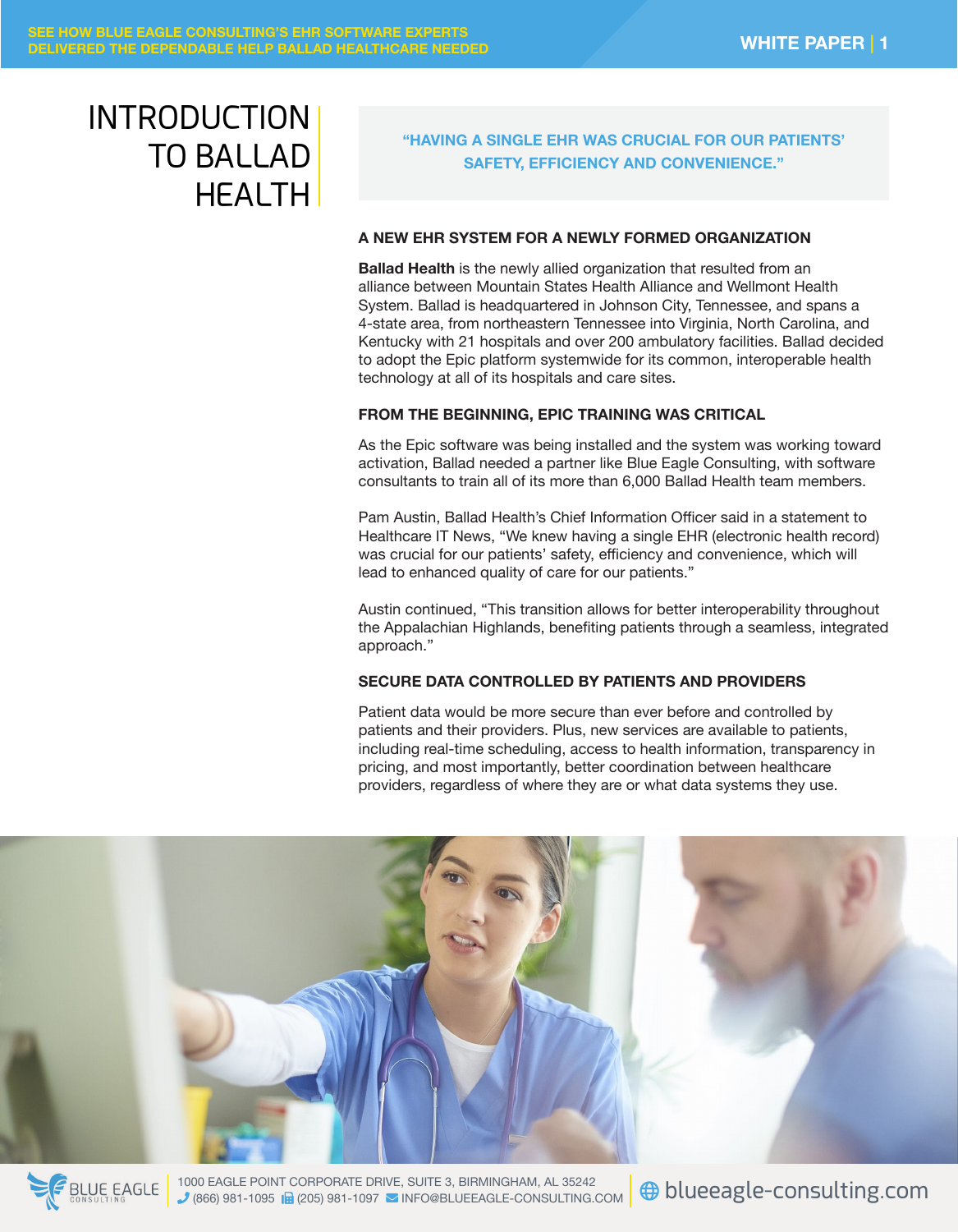# INTRODUCTION TO BALLAD HEALTH

> **"HAVING A SINGLE EHR WAS CRUCIAL FOR OUR PATIENTS' SAFETY, EFFICIENCY AND CONVENIENCE."**

### A NEW EHR SYSTEM FOR A NEWLY FORMED ORGANIZATION

**Ballad Health** is the newly allied organization that resulted from an alliance between Mountain States Health Alliance and Wellmont Health System. Ballad is headquartered in Johnson City, Tennessee, and spans a 4-state area, from northeastern Tennessee into Virginia, North Carolina, and Kentucky with 21 hospitals and over 200 ambulatory facilities. Ballad decided to adopt the Epic platform systemwide for its common, interoperable health technology at all of its hospitals and care sites.

### FROM THE BEGINNING, EPIC TRAINING WAS CRITICAL

As the Epic software was being installed and the system was working toward activation, Ballad needed a partner like Blue Eagle Consulting, with software consultants to train all of its more than 6,000 Ballad Health team members.

Pam Austin, Ballad Health's Chief Information Officer said in a statement to Healthcare IT News, "We knew having a single EHR (electronic health record) was crucial for our patients' safety, efficiency and convenience, which will lead to enhanced quality of care for our patients."

Austin continued, "This transition allows for better interoperability throughout the Appalachian Highlands, benefiting patients through a seamless, integrated approach."

### SECURE DATA CONTROLLED BY PATIENTS AND PROVIDERS

Patient data would be more secure than ever before and controlled by patients and their providers. Plus, new services are available to patients, including real-time scheduling, access to health information, transparency in pricing, and most importantly, better coordination between healthcare providers, regardless of where they are or what data systems they use.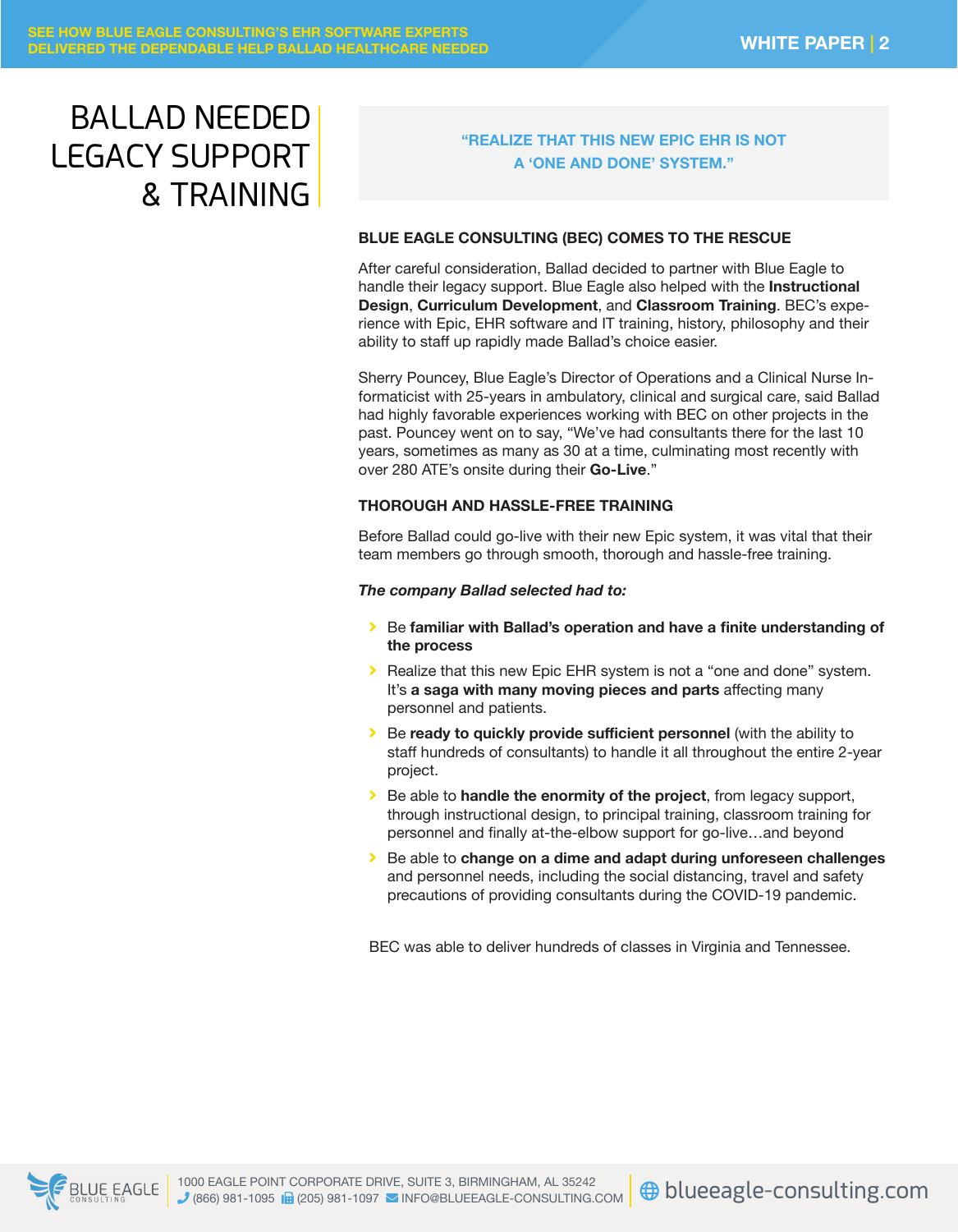# BALLAD NEEDED LEGACY SUPPORT & TRAINING

**"REALIZE THAT THIS NEW EPIC EHR IS NOT A 'ONE AND DONE' SYSTEM."**

## BLUE EAGLE CONSULTING (BEC) COMES TO THE RESCUE

After careful consideration, Ballad decided to partner with Blue Eagle to handle their legacy support. Blue Eagle also helped with the **Instructional Design**, **Curriculum Development**, and **Classroom Training**. BEC's experience with Epic, EHR software and IT training, history, philosophy and their ability to staff up rapidly made Ballad's choice easier.

Sherry Pouncey, Blue Eagle's Director of Operations and a Clinical Nurse Informaticist with 25-years in ambulatory, clinical and surgical care, said Ballad had highly favorable experiences working with BEC on other projects in the past. Pouncey went on to say, "We've had consultants there for the last 10 years, sometimes as many as 30 at a time, culminating most recently with over 280 ATE's onsite during their **Go-Live**."

## THOROUGH AND HASSLE-FREE TRAINING

Before Ballad could go-live with their new Epic system, it was vital that their team members go through smooth, thorough and hassle-free training.

***The company Ballad selected had to:***

- Be **familiar with Ballad's operation and have a finite understanding of the process**
- Realize that this new Epic EHR system is not a "one and done" system. It's **a saga with many moving pieces and parts** affecting many personnel and patients.
- Be **ready to quickly provide sufficient personnel** (with the ability to staff hundreds of consultants) to handle it all throughout the entire 2-year project.
- Be able to **handle the enormity of the project**, from legacy support, through instructional design, to principal training, classroom training for personnel and finally at-the-elbow support for go-live…and beyond
- Be able to **change on a dime and adapt during unforeseen challenges** and personnel needs, including the social distancing, travel and safety precautions of providing consultants during the COVID-19 pandemic.

BEC was able to deliver hundreds of classes in Virginia and Tennessee.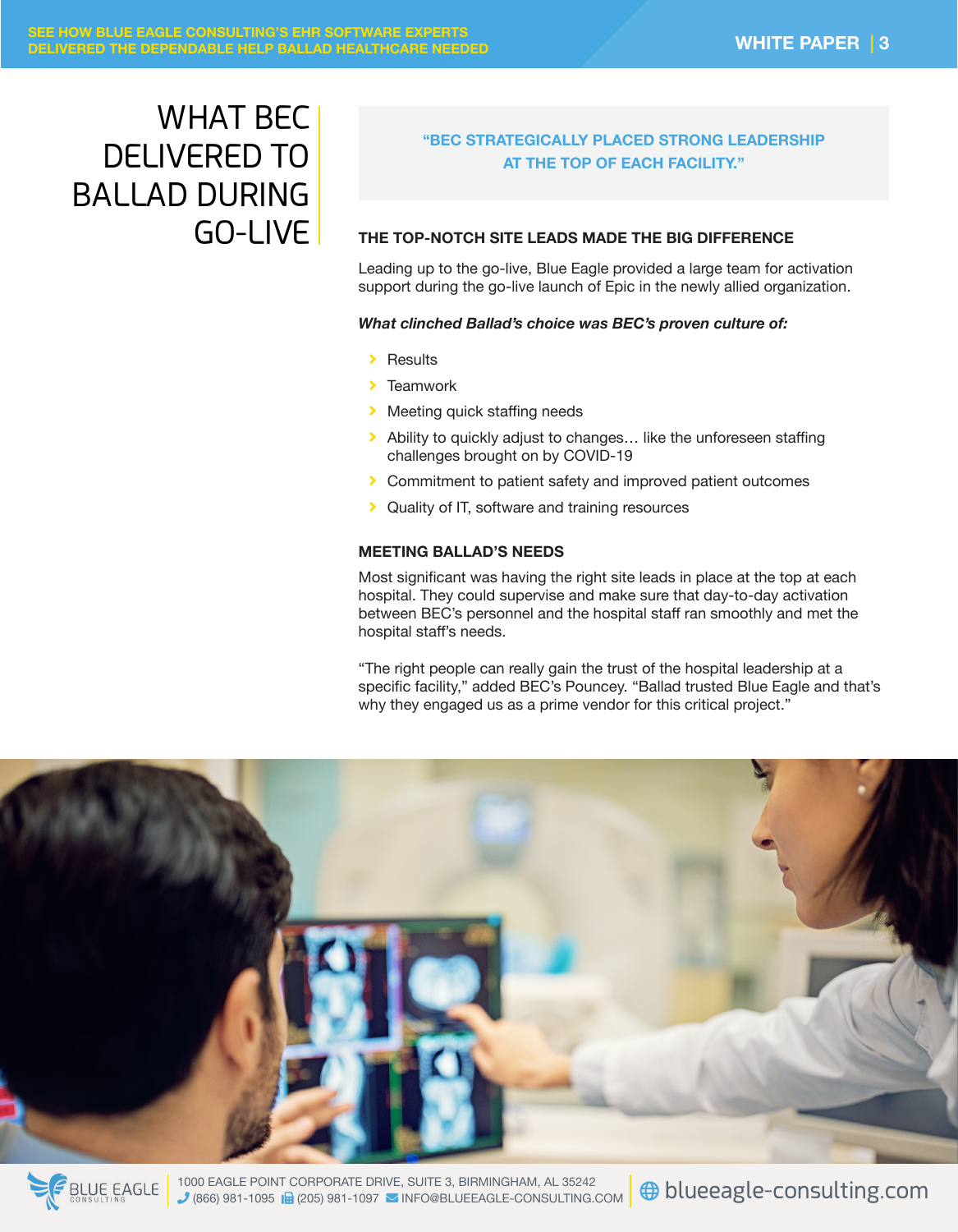# WHAT BEC DELIVERED TO BALLAD DURING GO-LIVE

**"BEC STRATEGICALLY PLACED STRONG LEADERSHIP AT THE TOP OF EACH FACILITY."**

### THE TOP-NOTCH SITE LEADS MADE THE BIG DIFFERENCE

Leading up to the go-live, Blue Eagle provided a large team for activation support during the go-live launch of Epic in the newly allied organization.

***What clinched Ballad's choice was BEC's proven culture of:***

- Results
- Teamwork
- Meeting quick staffing needs
- Ability to quickly adjust to changes… like the unforeseen staffing challenges brought on by COVID-19
- Commitment to patient safety and improved patient outcomes
- Quality of IT, software and training resources

### MEETING BALLAD'S NEEDS

Most significant was having the right site leads in place at the top at each hospital. They could supervise and make sure that day-to-day activation between BEC's personnel and the hospital staff ran smoothly and met the hospital staff's needs.

"The right people can really gain the trust of the hospital leadership at a specific facility," added BEC's Pouncey. "Ballad trusted Blue Eagle and that's why they engaged us as a prime vendor for this critical project."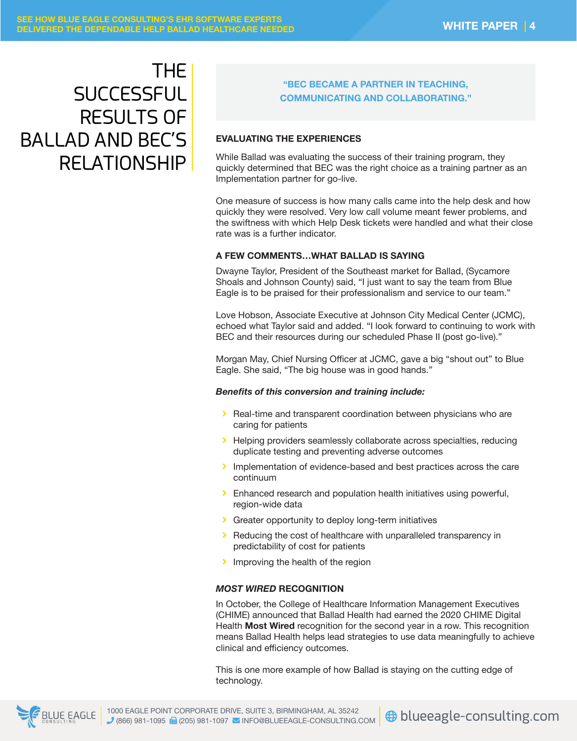# THE SUCCESSFUL RESULTS OF BALLAD AND BEC'S RELATIONSHIP

**"BEC BECAME A PARTNER IN TEACHING, COMMUNICATING AND COLLABORATING."**

### EVALUATING THE EXPERIENCES

While Ballad was evaluating the success of their training program, they quickly determined that BEC was the right choice as a training partner as an Implementation partner for go-live.

One measure of success is how many calls came into the help desk and how quickly they were resolved. Very low call volume meant fewer problems, and the swiftness with which Help Desk tickets were handled and what their close rate was is a further indicator.

### A FEW COMMENTS…WHAT BALLAD IS SAYING

Dwayne Taylor, President of the Southeast market for Ballad, (Sycamore Shoals and Johnson County) said, "I just want to say the team from Blue Eagle is to be praised for their professionalism and service to our team."

Love Hobson, Associate Executive at Johnson City Medical Center (JCMC), echoed what Taylor said and added. "I look forward to continuing to work with BEC and their resources during our scheduled Phase II (post go-live)."

Morgan May, Chief Nursing Officer at JCMC, gave a big "shout out" to Blue Eagle. She said, "The big house was in good hands."

***Benefits of this conversion and training include:***

- Real-time and transparent coordination between physicians who are caring for patients
- Helping providers seamlessly collaborate across specialties, reducing duplicate testing and preventing adverse outcomes
- Implementation of evidence-based and best practices across the care continuum
- Enhanced research and population health initiatives using powerful, region-wide data
- Greater opportunity to deploy long-term initiatives
- Reducing the cost of healthcare with unparalleled transparency in predictability of cost for patients
- Improving the health of the region

### *MOST WIRED* RECOGNITION

In October, the College of Healthcare Information Management Executives (CHIME) announced that Ballad Health had earned the 2020 CHIME Digital Health **Most Wired** recognition for the second year in a row. This recognition means Ballad Health helps lead strategies to use data meaningfully to achieve clinical and efficiency outcomes.

This is one more example of how Ballad is staying on the cutting edge of technology.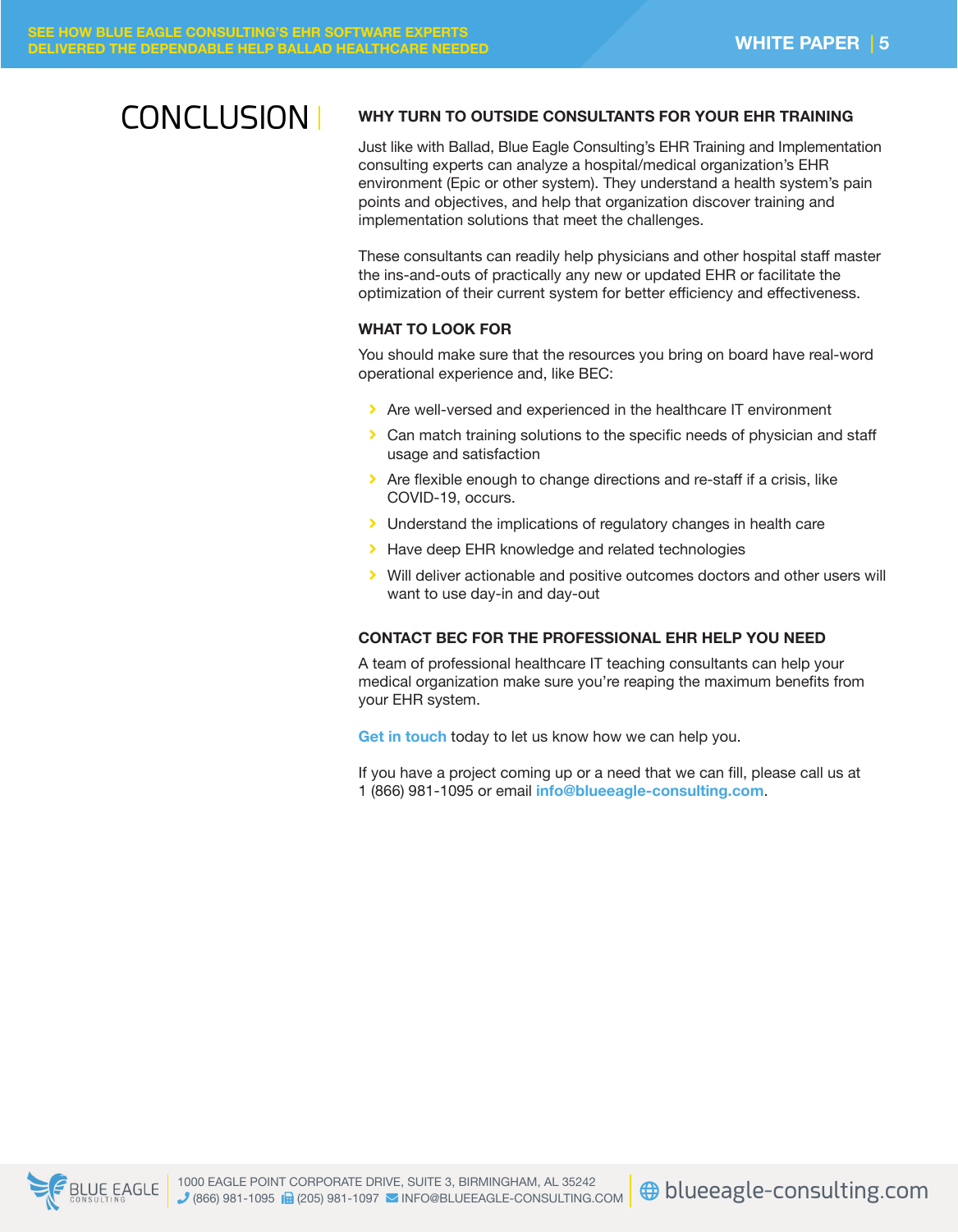# CONCLUSION

## WHY TURN TO OUTSIDE CONSULTANTS FOR YOUR EHR TRAINING

Just like with Ballad, Blue Eagle Consulting's EHR Training and Implementation consulting experts can analyze a hospital/medical organization's EHR environment (Epic or other system). They understand a health system's pain points and objectives, and help that organization discover training and implementation solutions that meet the challenges.

These consultants can readily help physicians and other hospital staff master the ins-and-outs of practically any new or updated EHR or facilitate the optimization of their current system for better efficiency and effectiveness.

## WHAT TO LOOK FOR

You should make sure that the resources you bring on board have real-word operational experience and, like BEC:

- Are well-versed and experienced in the healthcare IT environment
- Can match training solutions to the specific needs of physician and staff usage and satisfaction
- Are flexible enough to change directions and re-staff if a crisis, like COVID-19, occurs.
- Understand the implications of regulatory changes in health care
- Have deep EHR knowledge and related technologies
- Will deliver actionable and positive outcomes doctors and other users will want to use day-in and day-out

## CONTACT BEC FOR THE PROFESSIONAL EHR HELP YOU NEED

A team of professional healthcare IT teaching consultants can help your medical organization make sure you're reaping the maximum benefits from your EHR system.

Get in touch today to let us know how we can help you.

If you have a project coming up or a need that we can fill, please call us at 1 (866) 981-1095 or email info@blueeagle-consulting.com.